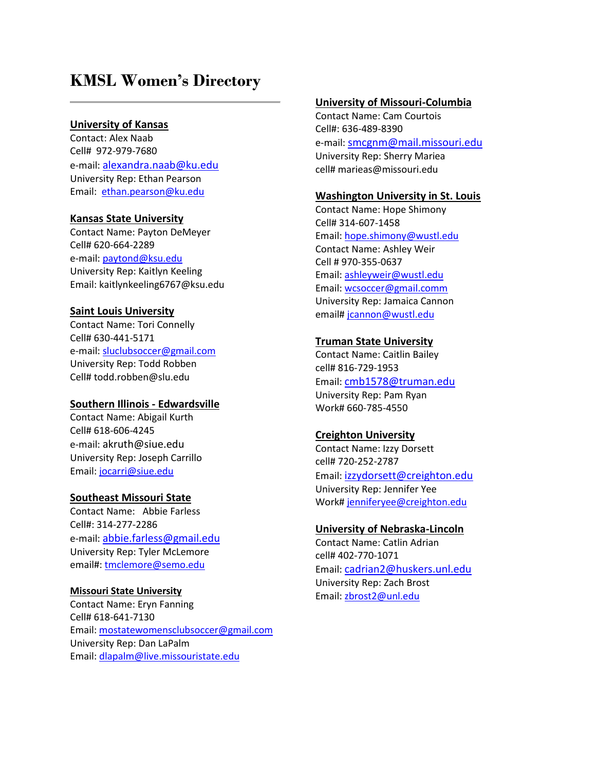# KMSL Women's Directory

## University of Kansas

Contact: Alex Naab
Cell# 972-979-7680
e-mail: alexandra.naab@ku.edu
University Rep: Ethan Pearson
Email: ethan.pearson@ku.edu

## Kansas State University

Contact Name: Payton DeMeyer
Cell# 620-664-2289
e-mail: paytond@ksu.edu
University Rep: Kaitlyn Keeling
Email: kaitlynkeeling6767@ksu.edu

## Saint Louis University

Contact Name: Tori Connelly
Cell# 630-441-5171
e-mail: sluclubsoccer@gmail.com
University Rep: Todd Robben
Cell# todd.robben@slu.edu

## Southern Illinois - Edwardsville

Contact Name: Abigail Kurth
Cell# 618-606-4245
e-mail: akruth@siue.edu
University Rep: Joseph Carrillo
Email: jocarri@siue.edu

## Southeast Missouri State

Contact Name: Abbie Farless
Cell#: 314-277-2286
e-mail: abbie.farless@gmail.edu
University Rep: Tyler McLemore
email#: tmclemore@semo.edu

## Missouri State University

Contact Name: Eryn Fanning
Cell# 618-641-7130
Email: mostatewomensclubsoccer@gmail.com
University Rep: Dan LaPalm
Email: dlapalm@live.missouristate.edu

## University of Missouri-Columbia

Contact Name: Cam Courtois
Cell#: 636-489-8390
e-mail: smcgnm@mail.missouri.edu
University Rep: Sherry Mariea
cell# marieas@missouri.edu

## Washington University in St. Louis

Contact Name: Hope Shimony
Cell# 314-607-1458
Email: hope.shimony@wustl.edu
Contact Name: Ashley Weir
Cell # 970-355-0637
Email: ashleyweir@wustl.edu
Email: wcsoccer@gmail.comm
University Rep: Jamaica Cannon
email# jcannon@wustl.edu

## Truman State University

Contact Name: Caitlin Bailey
cell# 816-729-1953
Email: cmb1578@truman.edu
University Rep: Pam Ryan
Work# 660-785-4550

## Creighton University

Contact Name: Izzy Dorsett
cell# 720-252-2787
Email: izzydorsett@creighton.edu
University Rep: Jennifer Yee
Work# jenniferyee@creighton.edu

## University of Nebraska-Lincoln

Contact Name: Catlin Adrian
cell# 402-770-1071
Email: cadrian2@huskers.unl.edu
University Rep: Zach Brost
Email: zbrost2@unl.edu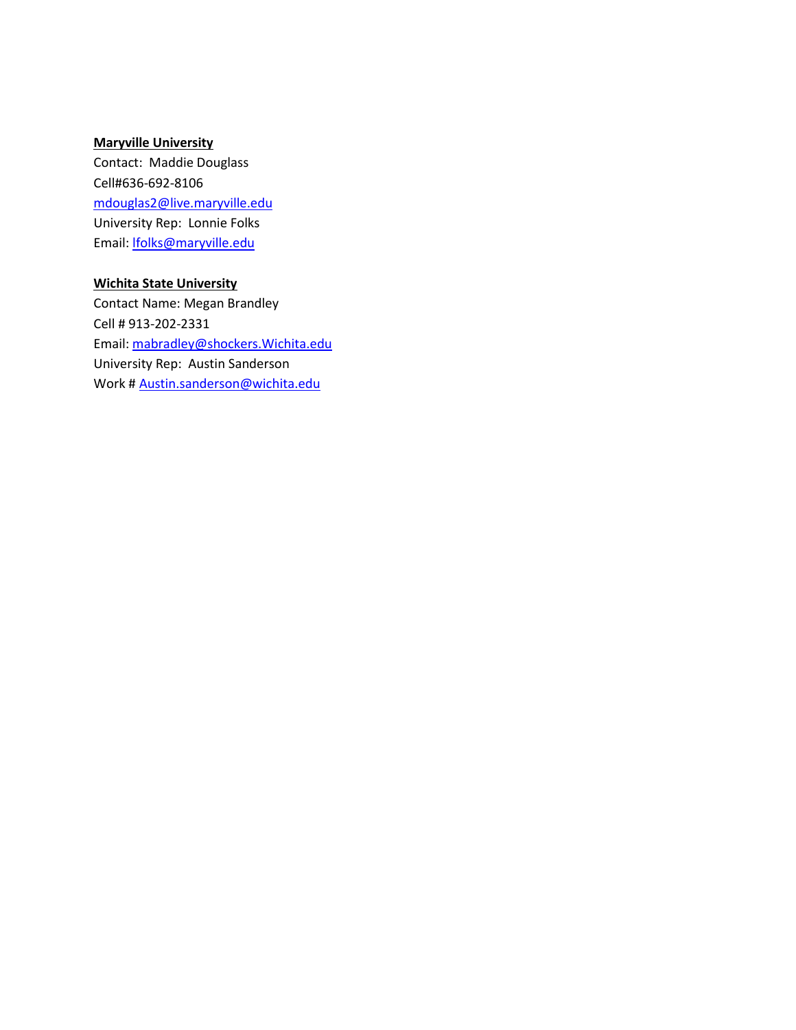**Maryville University**

Contact:  Maddie Douglass

Cell#636-692-8106

mdouglas2@live.maryville.edu

University Rep:  Lonnie Folks

Email: lfolks@maryville.edu

**Wichita State University**

Contact Name: Megan Brandley

Cell # 913-202-2331

Email: mabradley@shockers.Wichita.edu

University Rep:  Austin Sanderson

Work # Austin.sanderson@wichita.edu